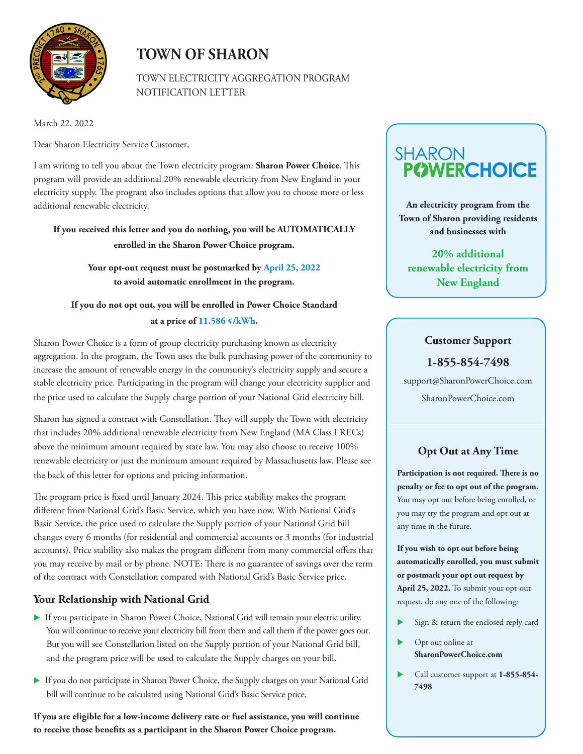# TOWN OF SHARON

TOWN ELECTRICITY AGGREGATION PROGRAM
NOTIFICATION LETTER

March 22, 2022

Dear Sharon Electricity Service Customer,

I am writing to tell you about the Town electricity program: **Sharon Power Choice**. This program will provide an additional 20% renewable electricity from New England in your electricity supply. The program also includes options that allow you to choose more or less additional renewable electricity.

**If you received this letter and you do nothing, you will be AUTOMATICALLY enrolled in the Sharon Power Choice program.**

**Your opt-out request must be postmarked by April 25, 2022 to avoid automatic enrollment in the program.**

**If you do not opt out, you will be enrolled in Power Choice Standard at a price of 11.586 ¢/kWh.**

Sharon Power Choice is a form of group electricity purchasing known as electricity aggregation. In the program, the Town uses the bulk purchasing power of the community to increase the amount of renewable energy in the community's electricity supply and secure a stable electricity price. Participating in the program will change your electricity supplier and the price used to calculate the Supply charge portion of your National Grid electricity bill.

Sharon has signed a contract with Constellation. They will supply the Town with electricity that includes 20% additional renewable electricity from New England (MA Class I RECs) above the minimum amount required by state law. You may also choose to receive 100% renewable electricity or just the minimum amount required by Massachusetts law. Please see the back of this letter for options and pricing information.

The program price is fixed until January 2024. This price stability makes the program different from National Grid's Basic Service, which you have now. With National Grid's Basic Service, the price used to calculate the Supply portion of your National Grid bill changes every 6 months (for residential and commercial accounts or 3 months (for industrial accounts). Price stability also makes the program different from many commercial offers that you may receive by mail or by phone. NOTE: There is no guarantee of savings over the term of the contract with Constellation compared with National Grid's Basic Service price.

## Your Relationship with National Grid

- If you participate in Sharon Power Choice, National Grid will remain your electric utility. You will continue to receive your electricity bill from them and call them if the power goes out. But you will see Constellation listed on the Supply portion of your National Grid bill, and the program price will be used to calculate the Supply charges on your bill.
- If you do not participate in Sharon Power Choice, the Supply charges on your National Grid bill will continue to be calculated using National Grid's Basic Service price.

**If you are eligible for a low-income delivery rate or fuel assistance, you will continue to receive those benefits as a participant in the Sharon Power Choice program.**

---

**SHARON POWERCHOICE**

**An electricity program from the Town of Sharon providing residents and businesses with**

**20% additional renewable electricity from New England**

### Customer Support

**1-855-854-7498**

support@SharonPowerChoice.com

SharonPowerChoice.com

### Opt Out at Any Time

**Participation is not required. There is no penalty or fee to opt out of the program.** You may opt out before being enrolled, or you may try the program and opt out at any time in the future.

**If you wish to opt out before being automatically enrolled, you must submit or postmark your opt out request by April 25, 2022.** To submit your opt-out request, do any one of the following:

- Sign & return the enclosed reply card
- Opt out online at **SharonPowerChoice.com**
- Call customer support at **1-855-854-7498**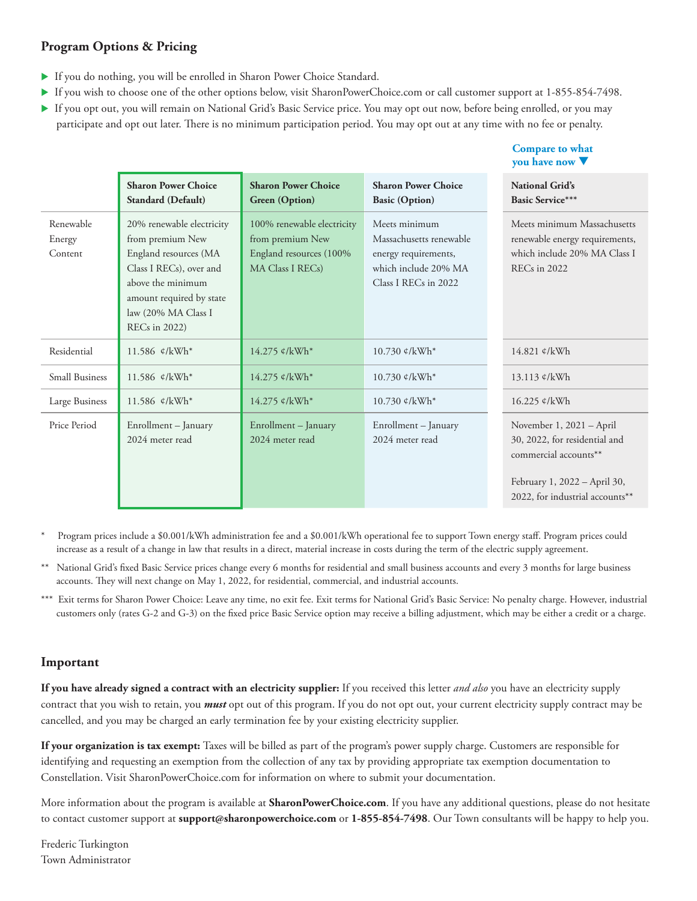## Program Options & Pricing

- If you do nothing, you will be enrolled in Sharon Power Choice Standard.
- If you wish to choose one of the other options below, visit SharonPowerChoice.com or call customer support at 1-855-854-7498.
- If you opt out, you will remain on National Grid's Basic Service price. You may opt out now, before being enrolled, or you may participate and opt out later. There is no minimum participation period. You may opt out at any time with no fee or penalty.

**Compare to what you have now ▼**

| | **Sharon Power Choice Standard (Default)** | **Sharon Power Choice Green (Option)** | **Sharon Power Choice Basic (Option)** | **National Grid's Basic Service*** ** |
|---|---|---|---|---|
| Renewable Energy Content | 20% renewable electricity from premium New England resources (MA Class I RECs), over and above the minimum amount required by state law (20% MA Class I RECs in 2022) | 100% renewable electricity from premium New England resources (100% MA Class I RECs) | Meets minimum Massachusetts renewable energy requirements, which include 20% MA Class I RECs in 2022 | Meets minimum Massachusetts renewable energy requirements, which include 20% MA Class I RECs in 2022 |
| Residential | 11.586 ¢/kWh* | 14.275 ¢/kWh* | 10.730 ¢/kWh* | 14.821 ¢/kWh |
| Small Business | 11.586 ¢/kWh* | 14.275 ¢/kWh* | 10.730 ¢/kWh* | 13.113 ¢/kWh |
| Large Business | 11.586 ¢/kWh* | 14.275 ¢/kWh* | 10.730 ¢/kWh* | 16.225 ¢/kWh |
| Price Period | Enrollment – January 2024 meter read | Enrollment – January 2024 meter read | Enrollment – January 2024 meter read | November 1, 2021 – April 30, 2022, for residential and commercial accounts** <br><br> February 1, 2022 – April 30, 2022, for industrial accounts** |

\* Program prices include a $0.001/kWh administration fee and a $0.001/kWh operational fee to support Town energy staff. Program prices could increase as a result of a change in law that results in a direct, material increase in costs during the term of the electric supply agreement.

\*\* National Grid's fixed Basic Service prices change every 6 months for residential and small business accounts and every 3 months for large business accounts. They will next change on May 1, 2022, for residential, commercial, and industrial accounts.

\*\*\* Exit terms for Sharon Power Choice: Leave any time, no exit fee. Exit terms for National Grid's Basic Service: No penalty charge. However, industrial customers only (rates G-2 and G-3) on the fixed price Basic Service option may receive a billing adjustment, which may be either a credit or a charge.

## Important

**If you have already signed a contract with an electricity supplier:** If you received this letter *and also* you have an electricity supply contract that you wish to retain, you ***must*** opt out of this program. If you do not opt out, your current electricity supply contract may be cancelled, and you may be charged an early termination fee by your existing electricity supplier.

**If your organization is tax exempt:** Taxes will be billed as part of the program's power supply charge. Customers are responsible for identifying and requesting an exemption from the collection of any tax by providing appropriate tax exemption documentation to Constellation. Visit SharonPowerChoice.com for information on where to submit your documentation.

More information about the program is available at **SharonPowerChoice.com**. If you have any additional questions, please do not hesitate to contact customer support at **support@sharonpowerchoice.com** or **1-855-854-7498**. Our Town consultants will be happy to help you.

Frederic Turkington
Town Administrator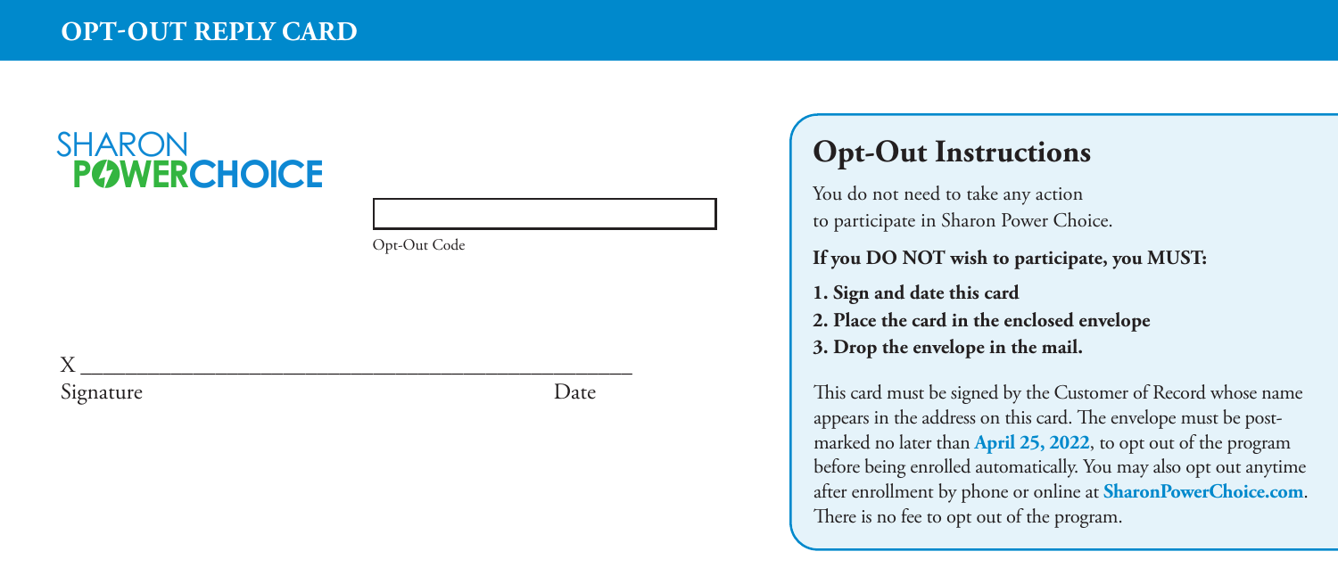# OPT-OUT REPLY CARD

SHARON
POWERCHOICE

Opt-Out Code

X ______________________________________________

Signature                                                                 Date

## Opt-Out Instructions

You do not need to take any action to participate in Sharon Power Choice.

**If you DO NOT wish to participate, you MUST:**

**1. Sign and date this card**

**2. Place the card in the enclosed envelope**

**3. Drop the envelope in the mail.**

This card must be signed by the Customer of Record whose name appears in the address on this card. The envelope must be post-marked no later than **April 25, 2022**, to opt out of the program before being enrolled automatically. You may also opt out anytime after enrollment by phone or online at **SharonPowerChoice.com**. There is no fee to opt out of the program.